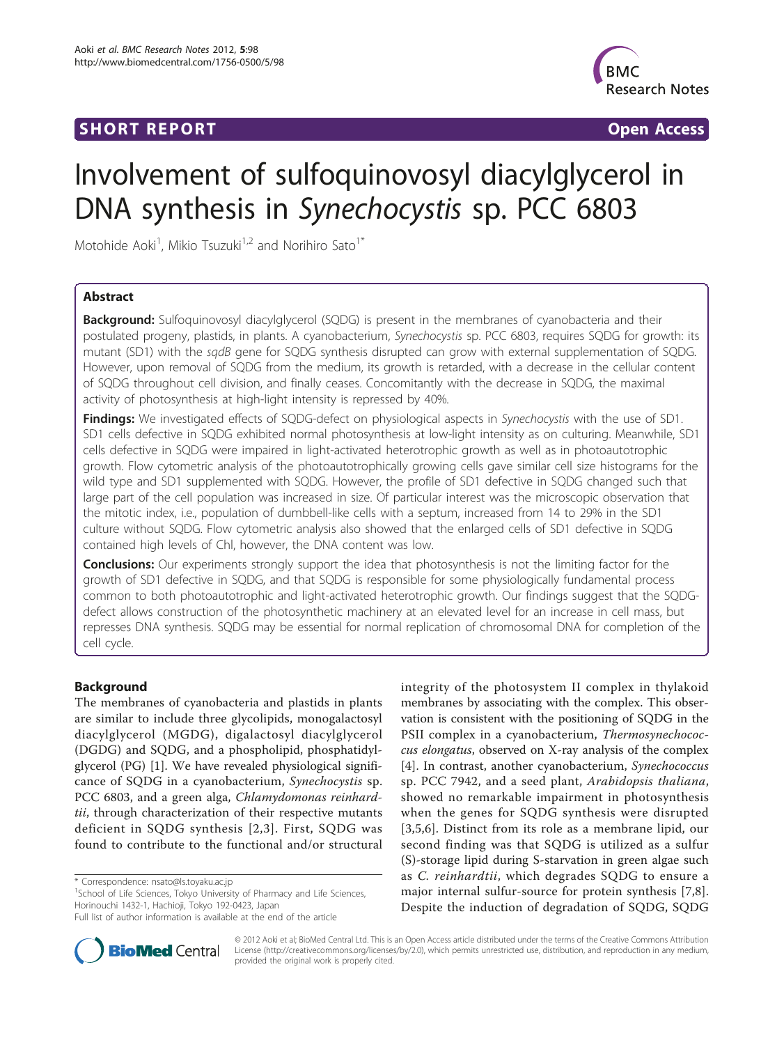SHORT REPORT Open Access

# Involvement of sulfoquinovosyl diacylglycerol in DNA synthesis in *Synechocystis* sp. PCC 6803

Motohide Aoki[1], Mikio Tsuzuki[1,2] and Norihiro Sato[1*]

## Abstract

**Background:** Sulfoquinovosyl diacylglycerol (SQDG) is present in the membranes of cyanobacteria and their postulated progeny, plastids, in plants. A cyanobacterium, *Synechocystis* sp. PCC 6803, requires SQDG for growth: its mutant (SD1) with the *sqdB* gene for SQDG synthesis disrupted can grow with external supplementation of SQDG. However, upon removal of SQDG from the medium, its growth is retarded, with a decrease in the cellular content of SQDG throughout cell division, and finally ceases. Concomitantly with the decrease in SQDG, the maximal activity of photosynthesis at high-light intensity is repressed by 40%.

**Findings:** We investigated effects of SQDG-defect on physiological aspects in *Synechocystis* with the use of SD1. SD1 cells defective in SQDG exhibited normal photosynthesis at low-light intensity as on culturing. Meanwhile, SD1 cells defective in SQDG were impaired in light-activated heterotrophic growth as well as in photoautotrophic growth. Flow cytometric analysis of the photoautotrophically growing cells gave similar cell size histograms for the wild type and SD1 supplemented with SQDG. However, the profile of SD1 defective in SQDG changed such that large part of the cell population was increased in size. Of particular interest was the microscopic observation that the mitotic index, i.e., population of dumbbell-like cells with a septum, increased from 14 to 29% in the SD1 culture without SQDG. Flow cytometric analysis also showed that the enlarged cells of SD1 defective in SQDG contained high levels of Chl, however, the DNA content was low.

**Conclusions:** Our experiments strongly support the idea that photosynthesis is not the limiting factor for the growth of SD1 defective in SQDG, and that SQDG is responsible for some physiologically fundamental process common to both photoautotrophic and light-activated heterotrophic growth. Our findings suggest that the SQDG-defect allows construction of the photosynthetic machinery at an elevated level for an increase in cell mass, but represses DNA synthesis. SQDG may be essential for normal replication of chromosomal DNA for completion of the cell cycle.

## Background

The membranes of cyanobacteria and plastids in plants are similar to include three glycolipids, monogalactosyl diacylglycerol (MGDG), digalactosyl diacylglycerol (DGDG) and SQDG, and a phospholipid, phosphatidylglycerol (PG) [1]. We have revealed physiological significance of SQDG in a cyanobacterium, *Synechocystis* sp. PCC 6803, and a green alga, *Chlamydomonas reinhardtii*, through characterization of their respective mutants deficient in SQDG synthesis [2,3]. First, SQDG was found to contribute to the functional and/or structural integrity of the photosystem II complex in thylakoid membranes by associating with the complex. This observation is consistent with the positioning of SQDG in the PSII complex in a cyanobacterium, *Thermosynechococcus elongatus*, observed on X-ray analysis of the complex [4]. In contrast, another cyanobacterium, *Synechococcus* sp. PCC 7942, and a seed plant, *Arabidopsis thaliana*, showed no remarkable impairment in photosynthesis when the genes for SQDG synthesis were disrupted [3,5,6]. Distinct from its role as a membrane lipid, our second finding was that SQDG is utilized as a sulfur (S)-storage lipid during S-starvation in green algae such as *C. reinhardtii*, which degrades SQDG to ensure a major internal sulfur-source for protein synthesis [7,8]. Despite the induction of degradation of SQDG, SQDG

\* Correspondence: nsato@ls.toyaku.ac.jp
[1]School of Life Sciences, Tokyo University of Pharmacy and Life Sciences, Horinouchi 1432-1, Hachioji, Tokyo 192-0423, Japan
Full list of author information is available at the end of the article

© 2012 Aoki et al; BioMed Central Ltd. This is an Open Access article distributed under the terms of the Creative Commons Attribution License (http://creativecommons.org/licenses/by/2.0), which permits unrestricted use, distribution, and reproduction in any medium, provided the original work is properly cited.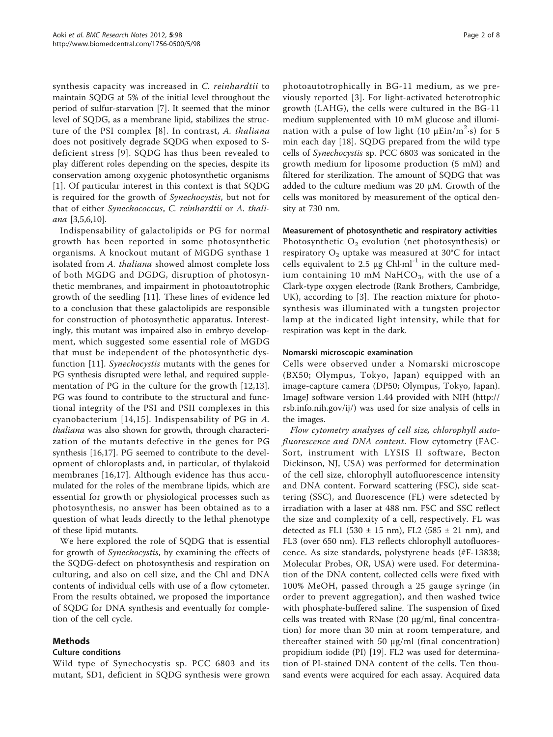synthesis capacity was increased in *C. reinhardtii* to maintain SQDG at 5% of the initial level throughout the period of sulfur-starvation [7]. It seemed that the minor level of SQDG, as a membrane lipid, stabilizes the structure of the PSI complex [8]. In contrast, *A. thaliana* does not positively degrade SQDG when exposed to S-deficient stress [9]. SQDG has thus been revealed to play different roles depending on the species, despite its conservation among oxygenic photosynthetic organisms [1]. Of particular interest in this context is that SQDG is required for the growth of *Synechocystis*, but not for that of either *Synechococcus*, *C. reinhardtii* or *A. thaliana* [3,5,6,10].

Indispensability of galactolipids or PG for normal growth has been reported in some photosynthetic organisms. A knockout mutant of MGDG synthase 1 isolated from *A. thaliana* showed almost complete loss of both MGDG and DGDG, disruption of photosynthetic membranes, and impairment in photoautotrophic growth of the seedling [11]. These lines of evidence led to a conclusion that these galactolipids are responsible for construction of photosynthetic apparatus. Interestingly, this mutant was impaired also in embryo development, which suggested some essential role of MGDG that must be independent of the photosynthetic dysfunction [11]. *Synechocystis* mutants with the genes for PG synthesis disrupted were lethal, and required supplementation of PG in the culture for the growth [12,13]. PG was found to contribute to the structural and functional integrity of the PSI and PSII complexes in this cyanobacterium [14,15]. Indispensability of PG in *A. thaliana* was also shown for growth, through characterization of the mutants defective in the genes for PG synthesis [16,17]. PG seemed to contribute to the development of chloroplasts and, in particular, of thylakoid membranes [16,17]. Although evidence has thus accumulated for the roles of the membrane lipids, which are essential for growth or physiological processes such as photosynthesis, no answer has been obtained as to a question of what leads directly to the lethal phenotype of these lipid mutants.

We here explored the role of SQDG that is essential for growth of *Synechocystis*, by examining the effects of the SQDG-defect on photosynthesis and respiration on culturing, and also on cell size, and the Chl and DNA contents of individual cells with use of a flow cytometer. From the results obtained, we proposed the importance of SQDG for DNA synthesis and eventually for completion of the cell cycle.

## Methods

### Culture conditions

Wild type of Synechocystis sp. PCC 6803 and its mutant, SD1, deficient in SQDG synthesis were grown photoautotrophically in BG-11 medium, as we previously reported [3]. For light-activated heterotrophic growth (LAHG), the cells were cultured in the BG-11 medium supplemented with 10 mM glucose and illumination with a pulse of low light (10 $\mu$Ein/$m^2$·s) for 5 min each day [18]. SQDG prepared from the wild type cells of *Synechocystis* sp. PCC 6803 was sonicated in the growth medium for liposome production (5 mM) and filtered for sterilization. The amount of SQDG that was added to the culture medium was 20 μM. Growth of the cells was monitored by measurement of the optical density at 730 nm.

### Measurement of photosynthetic and respiratory activities

Photosynthetic $O_2$ evolution (net photosynthesis) or respiratory $O_2$ uptake was measured at 30°C for intact cells equivalent to 2.5 μg Chl·$ml^{-1}$ in the culture medium containing 10 mM $NaHCO_3$, with the use of a Clark-type oxygen electrode (Rank Brothers, Cambridge, UK), according to [3]. The reaction mixture for photosynthesis was illuminated with a tungsten projector lamp at the indicated light intensity, while that for respiration was kept in the dark.

### Nomarski microscopic examination

Cells were observed under a Nomarski microscope (BX50; Olympus, Tokyo, Japan) equipped with an image-capture camera (DP50; Olympus, Tokyo, Japan). ImageJ software version 1.44 provided with NIH (http://rsb.info.nih.gov/ij/) was used for size analysis of cells in the images.

*Flow cytometry analyses of cell size, chlorophyll autofluorescence and DNA content*. Flow cytometry (FACSort, instrument with LYSIS II software, Becton Dickinson, NJ, USA) was performed for determination of the cell size, chlorophyll autofluorescence intensity and DNA content. Forward scattering (FSC), side scattering (SSC), and fluorescence (FL) were sdetected by irradiation with a laser at 488 nm. FSC and SSC reflect the size and complexity of a cell, respectively. FL was detected as FL1 (530 ± 15 nm), FL2 (585 ± 21 nm), and FL3 (over 650 nm). FL3 reflects chlorophyll autofluorescence. As size standards, polystyrene beads (#F-13838; Molecular Probes, OR, USA) were used. For determination of the DNA content, collected cells were fixed with 100% MeOH, passed through a 25 gauge syringe (in order to prevent aggregation), and then washed twice with phosphate-buffered saline. The suspension of fixed cells was treated with RNase (20 μg/ml, final concentration) for more than 30 min at room temperature, and thereafter stained with 50 μg/ml (final concentration) propidium iodide (PI) [19]. FL2 was used for determination of PI-stained DNA content of the cells. Ten thousand events were acquired for each assay. Acquired data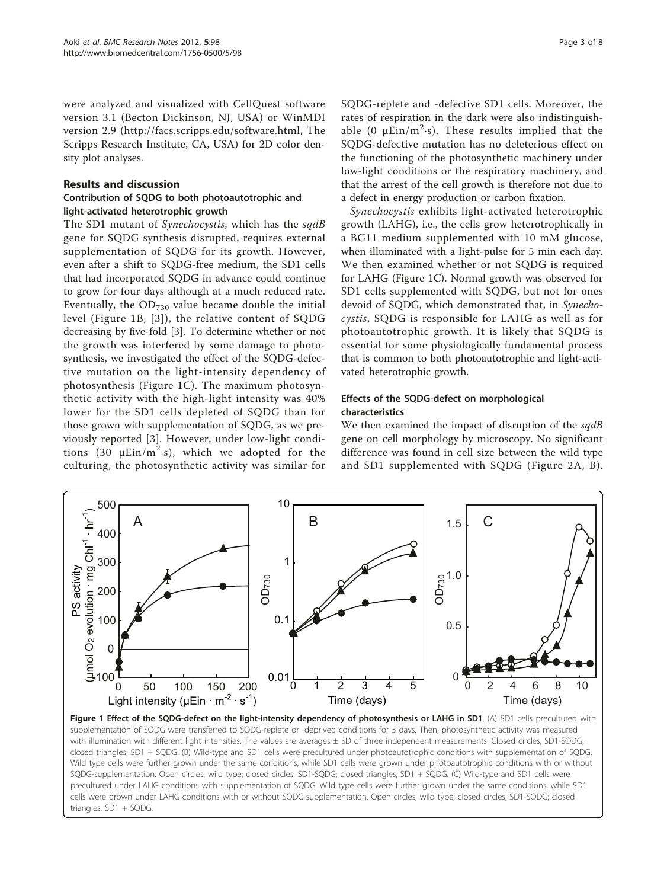were analyzed and visualized with CellQuest software version 3.1 (Becton Dickinson, NJ, USA) or WinMDI version 2.9 (http://facs.scripps.edu/software.html, The Scripps Research Institute, CA, USA) for 2D color density plot analyses.

## Results and discussion

### Contribution of SQDG to both photoautotrophic and light-activated heterotrophic growth

The SD1 mutant of *Synechocystis*, which has the *sqdB* gene for SQDG synthesis disrupted, requires external supplementation of SQDG for its growth. However, even after a shift to SQDG-free medium, the SD1 cells that had incorporated SQDG in advance could continue to grow for four days although at a much reduced rate. Eventually, the $OD_{730}$ value became double the initial level (Figure 1B, [3]), the relative content of SQDG decreasing by five-fold [3]. To determine whether or not the growth was interfered by some damage to photosynthesis, we investigated the effect of the SQDG-defective mutation on the light-intensity dependency of photosynthesis (Figure 1C). The maximum photosynthetic activity with the high-light intensity was 40% lower for the SD1 cells depleted of SQDG than for those grown with supplementation of SQDG, as we previously reported [3]. However, under low-light conditions (30 $\mu Ein/m^2{\cdot}s$), which we adopted for the culturing, the photosynthetic activity was similar for SQDG-replete and -defective SD1 cells. Moreover, the rates of respiration in the dark were also indistinguishable (0 $\mu Ein/m^2{\cdot}s$). These results implied that the SQDG-defective mutation has no deleterious effect on the functioning of the photosynthetic machinery under low-light conditions or the respiratory machinery, and that the arrest of the cell growth is therefore not due to a defect in energy production or carbon fixation.

*Synechocystis* exhibits light-activated heterotrophic growth (LAHG), i.e., the cells grow heterotrophically in a BG11 medium supplemented with 10 mM glucose, when illuminated with a light-pulse for 5 min each day. We then examined whether or not SQDG is required for LAHG (Figure 1C). Normal growth was observed for SD1 cells supplemented with SQDG, but not for ones devoid of SQDG, which demonstrated that, in *Synechocystis*, SQDG is responsible for LAHG as well as for photoautotrophic growth. It is likely that SQDG is essential for some physiologically fundamental process that is common to both photoautotrophic and light-activated heterotrophic growth.

### Effects of the SQDG-defect on morphological characteristics

We then examined the impact of disruption of the *sqdB* gene on cell morphology by microscopy. No significant difference was found in cell size between the wild type and SD1 supplemented with SQDG (Figure 2A, B).

**Figure 1 Effect of the SQDG-defect on the light-intensity dependency of photosynthesis or LAHG in SD1**. (A) SD1 cells precultured with supplementation of SQDG were transferred to SQDG-replete or -deprived conditions for 3 days. Then, photosynthetic activity was measured with illumination with different light intensities. The values are averages ± SD of three independent measurements. Closed circles, SD1-SQDG; closed triangles, SD1 + SQDG. (B) Wild-type and SD1 cells were precultured under photoautotrophic conditions with supplementation of SQDG. Wild type cells were further grown under the same conditions, while SD1 cells were grown under photoautotrophic conditions with or without SQDG-supplementation. Open circles, wild type; closed circles, SD1-SQDG; closed triangles, SD1 + SQDG. (C) Wild-type and SD1 cells were precultured under LAHG conditions with supplementation of SQDG. Wild type cells were further grown under the same conditions, while SD1 cells were grown under LAHG conditions with or without SQDG-supplementation. Open circles, wild type; closed circles, SD1-SQDG; closed triangles, SD1 + SQDG.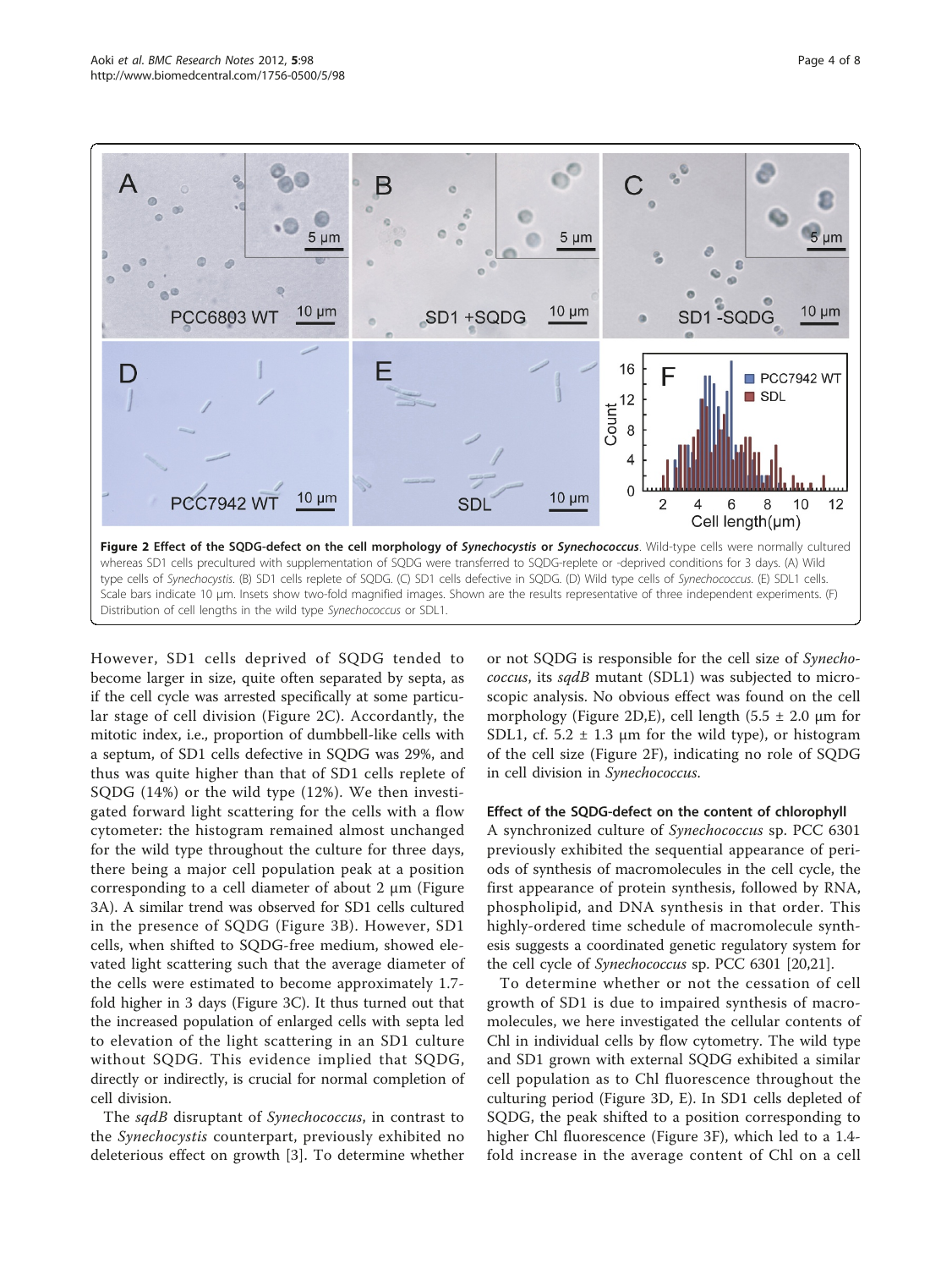**Figure 2 Effect of the SQDG-defect on the cell morphology of *Synechocystis* or *Synechococcus*.** Wild-type cells were normally cultured whereas SD1 cells precultured with supplementation of SQDG were transferred to SQDG-replete or -deprived conditions for 3 days. (A) Wild type cells of *Synechocystis*. (B) SD1 cells replete of SQDG. (C) SD1 cells defective in SQDG. (D) Wild type cells of *Synechococcus*. (E) SDL1 cells. Scale bars indicate 10 μm. Insets show two-fold magnified images. Shown are the results representative of three independent experiments. (F) Distribution of cell lengths in the wild type *Synechococcus* or SDL1.

However, SD1 cells deprived of SQDG tended to become larger in size, quite often separated by septa, as if the cell cycle was arrested specifically at some particular stage of cell division (Figure 2C). Accordantly, the mitotic index, i.e., proportion of dumbbell-like cells with a septum, of SD1 cells defective in SQDG was 29%, and thus was quite higher than that of SD1 cells replete of SQDG (14%) or the wild type (12%). We then investigated forward light scattering for the cells with a flow cytometer: the histogram remained almost unchanged for the wild type throughout the culture for three days, there being a major cell population peak at a position corresponding to a cell diameter of about 2 μm (Figure 3A). A similar trend was observed for SD1 cells cultured in the presence of SQDG (Figure 3B). However, SD1 cells, when shifted to SQDG-free medium, showed elevated light scattering such that the average diameter of the cells were estimated to become approximately 1.7-fold higher in 3 days (Figure 3C). It thus turned out that the increased population of enlarged cells with septa led to elevation of the light scattering in an SD1 culture without SQDG. This evidence implied that SQDG, directly or indirectly, is crucial for normal completion of cell division.

The *sqdB* disruptant of *Synechococcus*, in contrast to the *Synechocystis* counterpart, previously exhibited no deleterious effect on growth [3]. To determine whether or not SQDG is responsible for the cell size of *Synechococcus*, its *sqdB* mutant (SDL1) was subjected to microscopic analysis. No obvious effect was found on the cell morphology (Figure 2D,E), cell length (5.5 ± 2.0 μm for SDL1, cf. 5.2 ± 1.3 μm for the wild type), or histogram of the cell size (Figure 2F), indicating no role of SQDG in cell division in *Synechococcus*.

#### Effect of the SQDG-defect on the content of chlorophyll

A synchronized culture of *Synechococcus* sp. PCC 6301 previously exhibited the sequential appearance of periods of synthesis of macromolecules in the cell cycle, the first appearance of protein synthesis, followed by RNA, phospholipid, and DNA synthesis in that order. This highly-ordered time schedule of macromolecule synthesis suggests a coordinated genetic regulatory system for the cell cycle of *Synechococcus* sp. PCC 6301 [20,21].

To determine whether or not the cessation of cell growth of SD1 is due to impaired synthesis of macromolecules, we here investigated the cellular contents of Chl in individual cells by flow cytometry. The wild type and SD1 grown with external SQDG exhibited a similar cell population as to Chl fluorescence throughout the culturing period (Figure 3D, E). In SD1 cells depleted of SQDG, the peak shifted to a position corresponding to higher Chl fluorescence (Figure 3F), which led to a 1.4-fold increase in the average content of Chl on a cell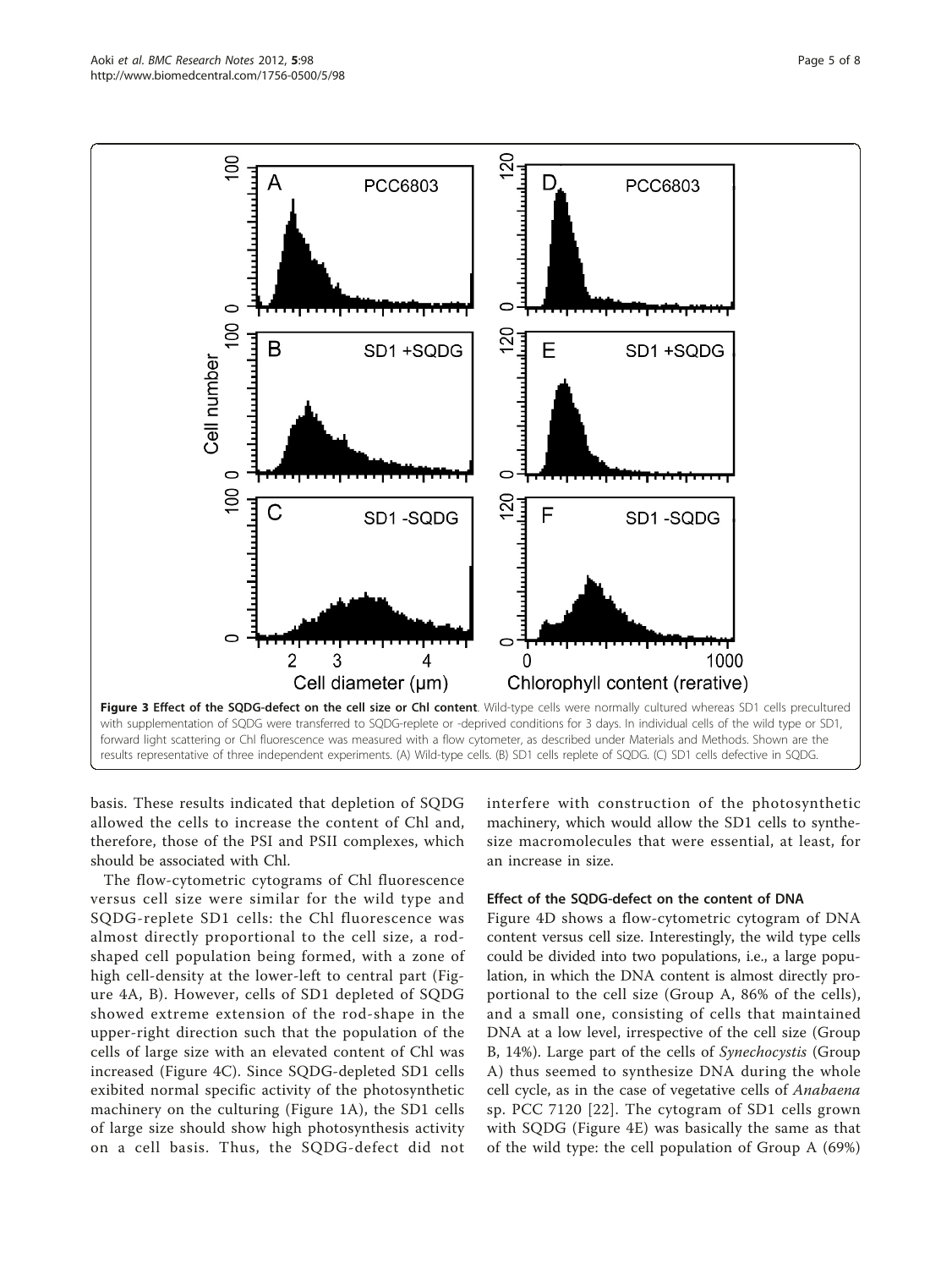**Figure 3 Effect of the SQDG-defect on the cell size or Chl content**. Wild-type cells were normally cultured whereas SD1 cells precultured with supplementation of SQDG were transferred to SQDG-replete or -deprived conditions for 3 days. In individual cells of the wild type or SD1, forward light scattering or Chl fluorescence was measured with a flow cytometer, as described under Materials and Methods. Shown are the results representative of three independent experiments. (A) Wild-type cells. (B) SD1 cells replete of SQDG. (C) SD1 cells defective in SQDG.

basis. These results indicated that depletion of SQDG allowed the cells to increase the content of Chl and, therefore, those of the PSI and PSII complexes, which should be associated with Chl.

The flow-cytometric cytograms of Chl fluorescence versus cell size were similar for the wild type and SQDG-replete SD1 cells: the Chl fluorescence was almost directly proportional to the cell size, a rod-shaped cell population being formed, with a zone of high cell-density at the lower-left to central part (Figure 4A, B). However, cells of SD1 depleted of SQDG showed extreme extension of the rod-shape in the upper-right direction such that the population of the cells of large size with an elevated content of Chl was increased (Figure 4C). Since SQDG-depleted SD1 cells exhibited normal specific activity of the photosynthetic machinery on the culturing (Figure 1A), the SD1 cells of large size should show high photosynthesis activity on a cell basis. Thus, the SQDG-defect did not interfere with construction of the photosynthetic machinery, which would allow the SD1 cells to synthesize macromolecules that were essential, at least, for an increase in size.

### Effect of the SQDG-defect on the content of DNA

Figure 4D shows a flow-cytometric cytogram of DNA content versus cell size. Interestingly, the wild type cells could be divided into two populations, i.e., a large population, in which the DNA content is almost directly proportional to the cell size (Group A, 86% of the cells), and a small one, consisting of cells that maintained DNA at a low level, irrespective of the cell size (Group B, 14%). Large part of the cells of *Synechocystis* (Group A) thus seemed to synthesize DNA during the whole cell cycle, as in the case of vegetative cells of *Anabaena* sp. PCC 7120 [22]. The cytogram of SD1 cells grown with SQDG (Figure 4E) was basically the same as that of the wild type: the cell population of Group A (69%)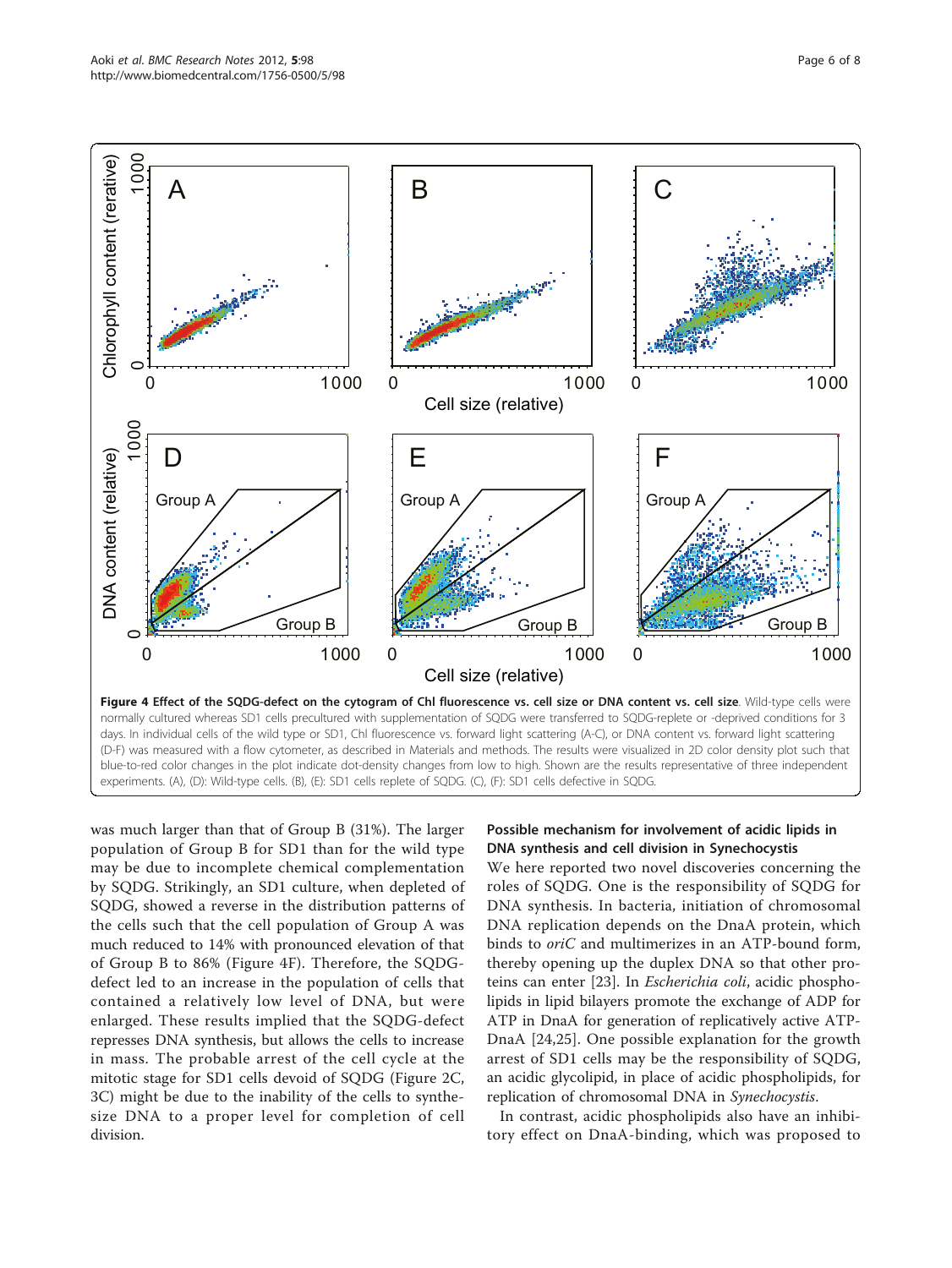**Figure 4 Effect of the SQDG-defect on the cytogram of Chl fluorescence vs. cell size or DNA content vs. cell size**. Wild-type cells were normally cultured whereas SD1 cells precultured with supplementation of SQDG were transferred to SQDG-replete or -deprived conditions for 3 days. In individual cells of the wild type or SD1, Chl fluorescence vs. forward light scattering (A-C), or DNA content vs. forward light scattering (D-F) was measured with a flow cytometer, as described in Materials and methods. The results were visualized in 2D color density plot such that blue-to-red color changes in the plot indicate dot-density changes from low to high. Shown are the results representative of three independent experiments. (A), (D): Wild-type cells. (B), (E): SD1 cells replete of SQDG. (C), (F): SD1 cells defective in SQDG.

was much larger than that of Group B (31%). The larger population of Group B for SD1 than for the wild type may be due to incomplete chemical complementation by SQDG. Strikingly, an SD1 culture, when depleted of SQDG, showed a reverse in the distribution patterns of the cells such that the cell population of Group A was much reduced to 14% with pronounced elevation of that of Group B to 86% (Figure 4F). Therefore, the SQDG-defect led to an increase in the population of cells that contained a relatively low level of DNA, but were enlarged. These results implied that the SQDG-defect represses DNA synthesis, but allows the cells to increase in mass. The probable arrest of the cell cycle at the mitotic stage for SD1 cells devoid of SQDG (Figure 2C, 3C) might be due to the inability of the cells to synthesize DNA to a proper level for completion of cell division.

### Possible mechanism for involvement of acidic lipids in DNA synthesis and cell division in Synechocystis

We here reported two novel discoveries concerning the roles of SQDG. One is the responsibility of SQDG for DNA synthesis. In bacteria, initiation of chromosomal DNA replication depends on the DnaA protein, which binds to *oriC* and multimerizes in an ATP-bound form, thereby opening up the duplex DNA so that other proteins can enter [23]. In *Escherichia coli*, acidic phospholipids in lipid bilayers promote the exchange of ADP for ATP in DnaA for generation of replicatively active ATP-DnaA [24,25]. One possible explanation for the growth arrest of SD1 cells may be the responsibility of SQDG, an acidic glycolipid, in place of acidic phospholipids, for replication of chromosomal DNA in *Synechocystis*.

In contrast, acidic phospholipids also have an inhibitory effect on DnaA-binding, which was proposed to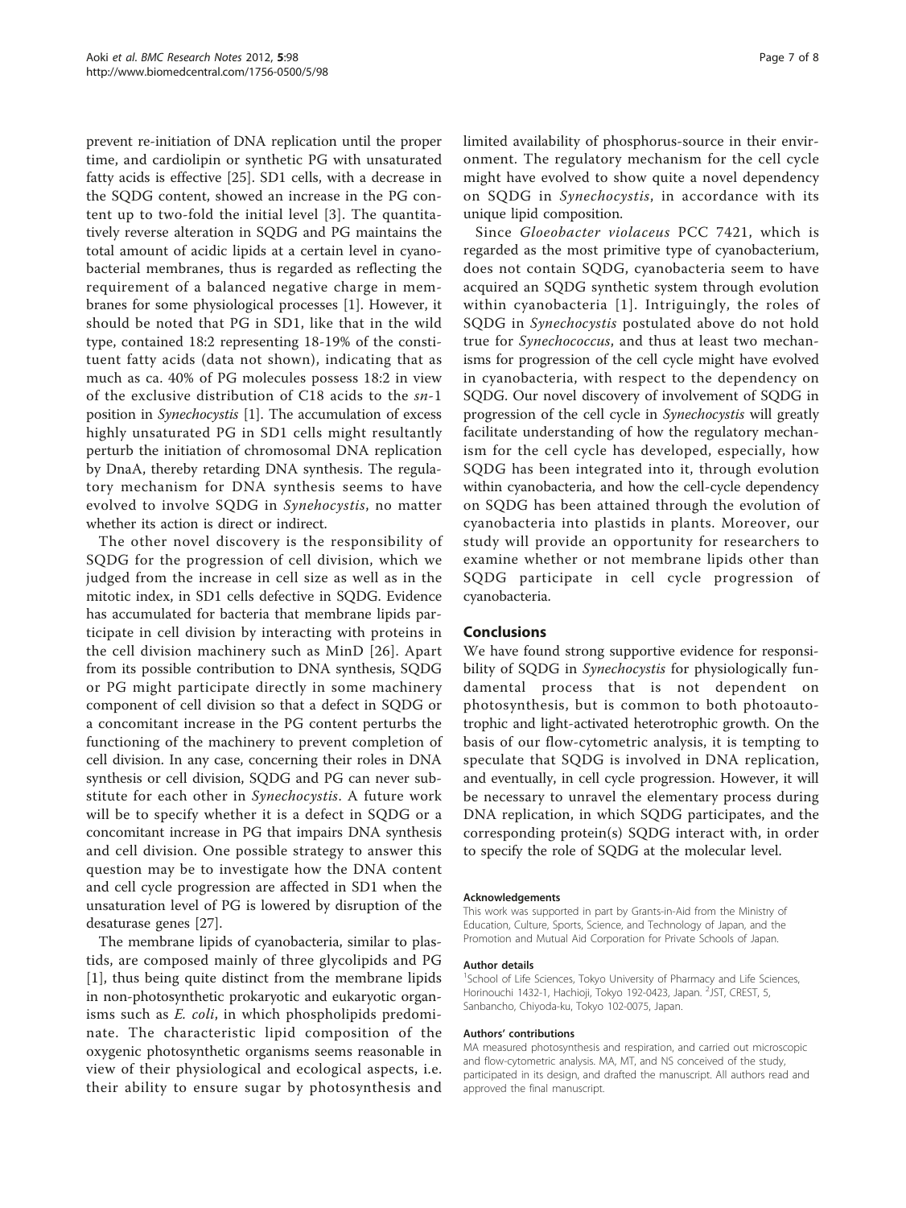prevent re-initiation of DNA replication until the proper time, and cardiolipin or synthetic PG with unsaturated fatty acids is effective [25]. SD1 cells, with a decrease in the SQDG content, showed an increase in the PG content up to two-fold the initial level [3]. The quantitatively reverse alteration in SQDG and PG maintains the total amount of acidic lipids at a certain level in cyanobacterial membranes, thus is regarded as reflecting the requirement of a balanced negative charge in membranes for some physiological processes [1]. However, it should be noted that PG in SD1, like that in the wild type, contained 18:2 representing 18-19% of the constituent fatty acids (data not shown), indicating that as much as ca. 40% of PG molecules possess 18:2 in view of the exclusive distribution of C18 acids to the *sn*-1 position in *Synechocystis* [1]. The accumulation of excess highly unsaturated PG in SD1 cells might resultantly perturb the initiation of chromosomal DNA replication by DnaA, thereby retarding DNA synthesis. The regulatory mechanism for DNA synthesis seems to have evolved to involve SQDG in *Synehocystis*, no matter whether its action is direct or indirect.

The other novel discovery is the responsibility of SQDG for the progression of cell division, which we judged from the increase in cell size as well as in the mitotic index, in SD1 cells defective in SQDG. Evidence has accumulated for bacteria that membrane lipids participate in cell division by interacting with proteins in the cell division machinery such as MinD [26]. Apart from its possible contribution to DNA synthesis, SQDG or PG might participate directly in some machinery component of cell division so that a defect in SQDG or a concomitant increase in the PG content perturbs the functioning of the machinery to prevent completion of cell division. In any case, concerning their roles in DNA synthesis or cell division, SQDG and PG can never substitute for each other in *Synechocystis*. A future work will be to specify whether it is a defect in SQDG or a concomitant increase in PG that impairs DNA synthesis and cell division. One possible strategy to answer this question may be to investigate how the DNA content and cell cycle progression are affected in SD1 when the unsaturation level of PG is lowered by disruption of the desaturase genes [27].

The membrane lipids of cyanobacteria, similar to plastids, are composed mainly of three glycolipids and PG [1], thus being quite distinct from the membrane lipids in non-photosynthetic prokaryotic and eukaryotic organisms such as *E. coli*, in which phospholipids predominate. The characteristic lipid composition of the oxygenic photosynthetic organisms seems reasonable in view of their physiological and ecological aspects, i.e. their ability to ensure sugar by photosynthesis and limited availability of phosphorus-source in their environment. The regulatory mechanism for the cell cycle might have evolved to show quite a novel dependency on SQDG in *Synechocystis*, in accordance with its unique lipid composition.

Since *Gloeobacter violaceus* PCC 7421, which is regarded as the most primitive type of cyanobacterium, does not contain SQDG, cyanobacteria seem to have acquired an SQDG synthetic system through evolution within cyanobacteria [1]. Intriguingly, the roles of SQDG in *Synechocystis* postulated above do not hold true for *Synechococcus*, and thus at least two mechanisms for progression of the cell cycle might have evolved in cyanobacteria, with respect to the dependency on SQDG. Our novel discovery of involvement of SQDG in progression of the cell cycle in *Synechocystis* will greatly facilitate understanding of how the regulatory mechanism for the cell cycle has developed, especially, how SQDG has been integrated into it, through evolution within cyanobacteria, and how the cell-cycle dependency on SQDG has been attained through the evolution of cyanobacteria into plastids in plants. Moreover, our study will provide an opportunity for researchers to examine whether or not membrane lipids other than SQDG participate in cell cycle progression of cyanobacteria.

## Conclusions

We have found strong supportive evidence for responsibility of SQDG in *Synechocystis* for physiologically fundamental process that is not dependent on photosynthesis, but is common to both photoautotrophic and light-activated heterotrophic growth. On the basis of our flow-cytometric analysis, it is tempting to speculate that SQDG is involved in DNA replication, and eventually, in cell cycle progression. However, it will be necessary to unravel the elementary process during DNA replication, in which SQDG participates, and the corresponding protein(s) SQDG interact with, in order to specify the role of SQDG at the molecular level.

#### Acknowledgements

This work was supported in part by Grants-in-Aid from the Ministry of Education, Culture, Sports, Science, and Technology of Japan, and the Promotion and Mutual Aid Corporation for Private Schools of Japan.

#### Author details

[1]School of Life Sciences, Tokyo University of Pharmacy and Life Sciences, Horinouchi 1432-1, Hachioji, Tokyo 192-0423, Japan. [2]JST, CREST, 5, Sanbancho, Chiyoda-ku, Tokyo 102-0075, Japan.

#### Authors' contributions

MA measured photosynthesis and respiration, and carried out microscopic and flow-cytometric analysis. MA, MT, and NS conceived of the study, participated in its design, and drafted the manuscript. All authors read and approved the final manuscript.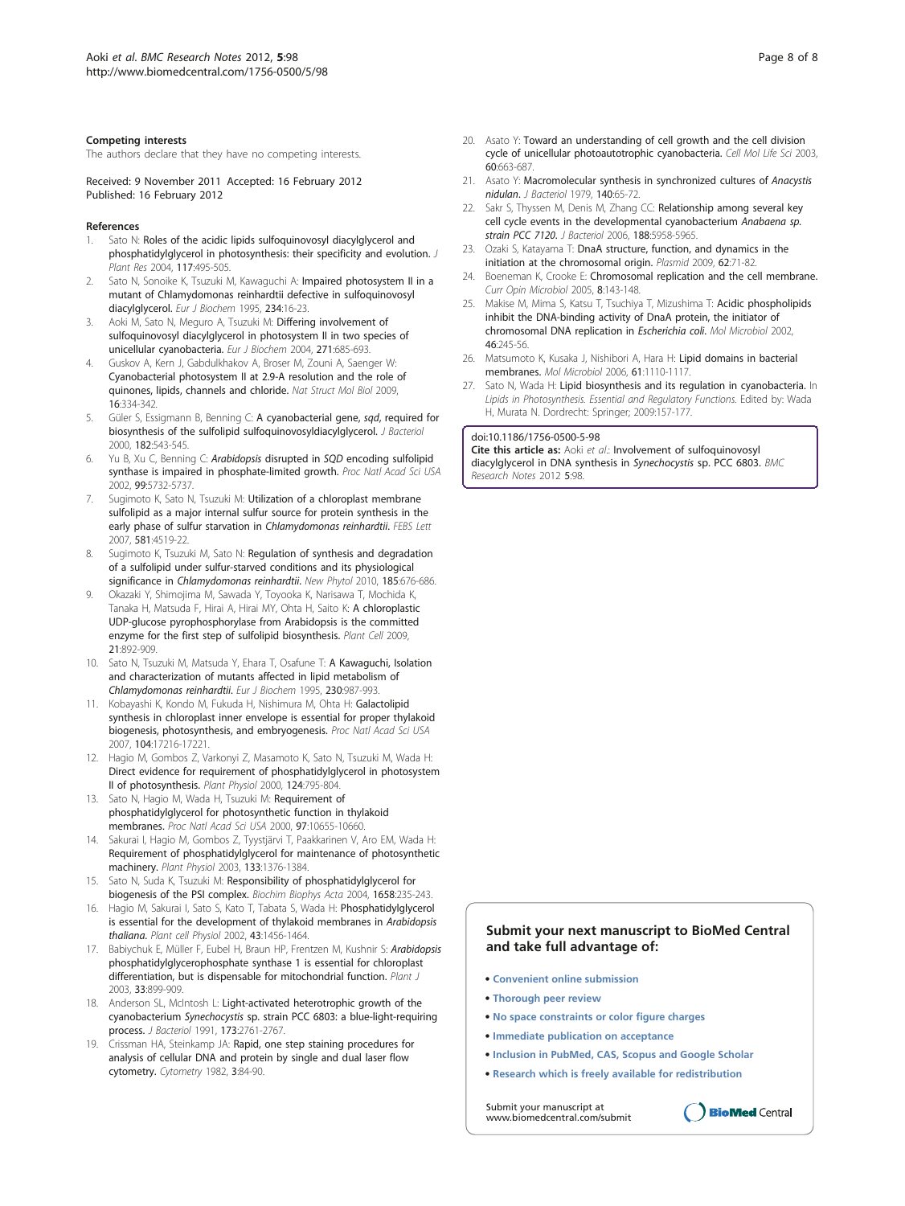### Competing interests

The authors declare that they have no competing interests.

Received: 9 November 2011 Accepted: 16 February 2012
Published: 16 February 2012

### References

1. Sato N: Roles of the acidic lipids sulfoquinovosyl diacylglycerol and phosphatidylglycerol in photosynthesis: their specificity and evolution. *J Plant Res* 2004, **117**:495-505.
2. Sato N, Sonoike K, Tsuzuki M, Kawaguchi A: Impaired photosystem II in a mutant of Chlamydomonas reinhardtii defective in sulfoquinovosyl diacylglycerol. *Eur J Biochem* 1995, **234**:16-23.
3. Aoki M, Sato N, Meguro A, Tsuzuki M: Differing involvement of sulfoquinovosyl diacylglycerol in photosystem II in two species of unicellular cyanobacteria. *Eur J Biochem* 2004, **271**:685-693.
4. Guskov A, Kern J, Gabdulkhakov A, Broser M, Zouni A, Saenger W: Cyanobacterial photosystem II at 2.9-A resolution and the role of quinones, lipids, channels and chloride. *Nat Struct Mol Biol* 2009, **16**:334-342.
5. Güler S, Essigmann B, Benning C: A cyanobacterial gene, *sqd*, required for biosynthesis of the sulfolipid sulfoquinovosyldiacylglycerol. *J Bacteriol* 2000, **182**:543-545.
6. Yu B, Xu C, Benning C: *Arabidopsis* disrupted in *SQD* encoding sulfolipid synthase is impaired in phosphate-limited growth. *Proc Natl Acad Sci USA* 2002, **99**:5732-5737.
7. Sugimoto K, Sato N, Tsuzuki M: Utilization of a chloroplast membrane sulfolipid as a major internal sulfur source for protein synthesis in the early phase of sulfur starvation in *Chlamydomonas reinhardtii*. *FEBS Lett* 2007, **581**:4519-22.
8. Sugimoto K, Tsuzuki M, Sato N: Regulation of synthesis and degradation of a sulfolipid under sulfur-starved conditions and its physiological significance in *Chlamydomonas reinhardtii*. *New Phytol* 2010, **185**:676-686.
9. Okazaki Y, Shimojima M, Sawada Y, Toyooka K, Narisawa T, Mochida K, Tanaka H, Matsuda F, Hirai A, Hirai MY, Ohta H, Saito K: A chloroplastic UDP-glucose pyrophosphorylase from Arabidopsis is the committed enzyme for the first step of sulfolipid biosynthesis. *Plant Cell* 2009, **21**:892-909.
10. Sato N, Tsuzuki M, Matsuda Y, Ehara T, Osafune T: A Kawaguchi, Isolation and characterization of mutants affected in lipid metabolism of *Chlamydomonas reinhardtii*. *Eur J Biochem* 1995, **230**:987-993.
11. Kobayashi K, Kondo M, Fukuda H, Nishimura M, Ohta H: Galactolipid synthesis in chloroplast inner envelope is essential for proper thylakoid biogenesis, photosynthesis, and embryogenesis. *Proc Natl Acad Sci USA* 2007, **104**:17216-17221.
12. Hagio M, Gombos Z, Varkonyi Z, Masamoto K, Sato N, Tsuzuki M, Wada H: Direct evidence for requirement of phosphatidylglycerol in photosystem II of photosynthesis. *Plant Physiol* 2000, **124**:795-804.
13. Sato N, Hagio M, Wada H, Tsuzuki M: Requirement of phosphatidylglycerol for photosynthetic function in thylakoid membranes. *Proc Natl Acad Sci USA* 2000, **97**:10655-10660.
14. Sakurai I, Hagio M, Gombos Z, Tyystjärvi T, Paakkarinen V, Aro EM, Wada H: Requirement of phosphatidylglycerol for maintenance of photosynthetic machinery. *Plant Physiol* 2003, **133**:1376-1384.
15. Sato N, Suda K, Tsuzuki M: Responsibility of phosphatidylglycerol for biogenesis of the PSI complex. *Biochim Biophys Acta* 2004, **1658**:235-243.
16. Hagio M, Sakurai I, Sato S, Kato T, Tabata S, Wada H: Phosphatidylglycerol is essential for the development of thylakoid membranes in *Arabidopsis thaliana*. *Plant cell Physiol* 2002, **43**:1456-1464.
17. Babiychuk E, Müller F, Eubel H, Braun HP, Frentzen M, Kushnir S: *Arabidopsis* phosphatidylglycerophosphate synthase 1 is essential for chloroplast differentiation, but is dispensable for mitochondrial function. *Plant J* 2003, **33**:899-909.
18. Anderson SL, McIntosh L: Light-activated heterotrophic growth of the cyanobacterium *Synechocystis* sp. strain PCC 6803: a blue-light-requiring process. *J Bacteriol* 1991, **173**:2761-2767.
19. Crissman HA, Steinkamp JA: Rapid, one step staining procedures for analysis of cellular DNA and protein by single and dual laser flow cytometry. *Cytometry* 1982, **3**:84-90.
20. Asato Y: Toward an understanding of cell growth and the cell division cycle of unicellular photoautotrophic cyanobacteria. *Cell Mol Life Sci* 2003, **60**:663-687.
21. Asato Y: Macromolecular synthesis in synchronized cultures of *Anacystis nidulan*. *J Bacteriol* 1979, **140**:65-72.
22. Sakr S, Thyssen M, Denis M, Zhang CC: Relationship among several key cell cycle events in the developmental cyanobacterium *Anabaena sp. strain PCC 7120*. *J Bacteriol* 2006, **188**:5958-5965.
23. Ozaki S, Katayama T: DnaA structure, function, and dynamics in the initiation at the chromosomal origin. *Plasmid* 2009, **62**:71-82.
24. Boeneman K, Crooke E: Chromosomal replication and the cell membrane. *Curr Opin Microbiol* 2005, **8**:143-148.
25. Makise M, Mima S, Katsu T, Tsuchiya T, Mizushima T: Acidic phospholipids inhibit the DNA-binding activity of DnaA protein, the initiator of chromosomal DNA replication in *Escherichia coli*. *Mol Microbiol* 2002, **46**:245-56.
26. Matsumoto K, Kusaka J, Nishibori A, Hara H: Lipid domains in bacterial membranes. *Mol Microbiol* 2006, **61**:1110-1117.
27. Sato N, Wada H: Lipid biosynthesis and its regulation in cyanobacteria. In *Lipids in Photosynthesis. Essential and Regulatory Functions.* Edited by: Wada H, Murata N. Dordrecht: Springer; 2009:157-177.

doi:10.1186/1756-0500-5-98
**Cite this article as:** Aoki *et al.*: Involvement of sulfoquinovosyl diacylglycerol in DNA synthesis in *Synechocystis* sp. PCC 6803. *BMC Research Notes* 2012 **5**:98.

**Submit your next manuscript to BioMed Central and take full advantage of:**

- Convenient online submission
- Thorough peer review
- No space constraints or color figure charges
- Immediate publication on acceptance
- Inclusion in PubMed, CAS, Scopus and Google Scholar
- Research which is freely available for redistribution

Submit your manuscript at
www.biomedcentral.com/submit

BioMed Central